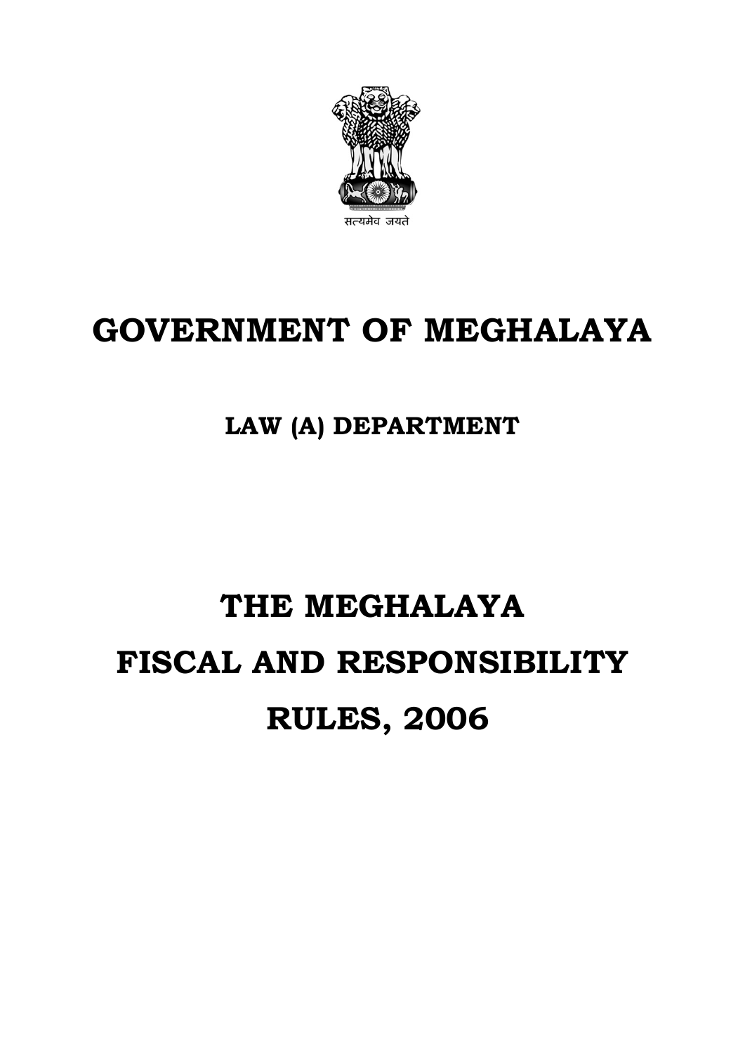सत्यमेव जयते

# GOVERNMENT OF MEGHALAYA

## LAW (A) DEPARTMENT

# THE MEGHALAYA FISCAL AND RESPONSIBILITY RULES, 2006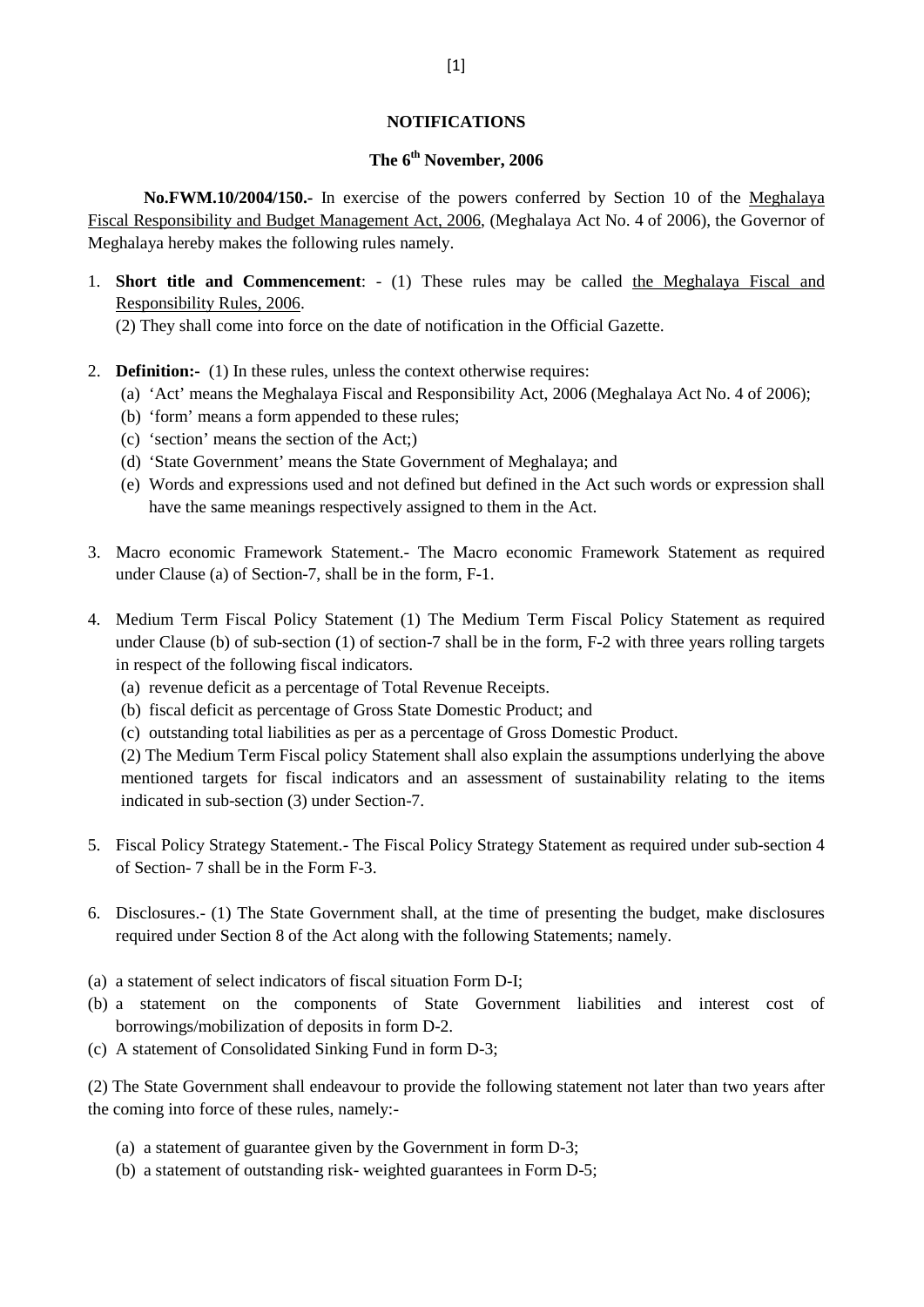## NOTIFICATIONS

### The 6th November, 2006

**No.FWM.10/2004/150.-** In exercise of the powers conferred by Section 10 of the Meghalaya Fiscal Responsibility and Budget Management Act, 2006, (Meghalaya Act No. 4 of 2006), the Governor of Meghalaya hereby makes the following rules namely.

1. **Short title and Commencement**: - (1) These rules may be called the Meghalaya Fiscal and Responsibility Rules, 2006.
   (2) They shall come into force on the date of notification in the Official Gazette.

2. **Definition:-** (1) In these rules, unless the context otherwise requires:
   (a) 'Act' means the Meghalaya Fiscal and Responsibility Act, 2006 (Meghalaya Act No. 4 of 2006);
   (b) 'form' means a form appended to these rules;
   (c) 'section' means the section of the Act;)
   (d) 'State Government' means the State Government of Meghalaya; and
   (e) Words and expressions used and not defined but defined in the Act such words or expression shall have the same meanings respectively assigned to them in the Act.

3. Macro economic Framework Statement.- The Macro economic Framework Statement as required under Clause (a) of Section-7, shall be in the form, F-1.

4. Medium Term Fiscal Policy Statement (1) The Medium Term Fiscal Policy Statement as required under Clause (b) of sub-section (1) of section-7 shall be in the form, F-2 with three years rolling targets in respect of the following fiscal indicators.
   (a) revenue deficit as a percentage of Total Revenue Receipts.
   (b) fiscal deficit as percentage of Gross State Domestic Product; and
   (c) outstanding total liabilities as per as a percentage of Gross Domestic Product.
   (2) The Medium Term Fiscal policy Statement shall also explain the assumptions underlying the above mentioned targets for fiscal indicators and an assessment of sustainability relating to the items indicated in sub-section (3) under Section-7.

5. Fiscal Policy Strategy Statement.- The Fiscal Policy Strategy Statement as required under sub-section 4 of Section- 7 shall be in the Form F-3.

6. Disclosures.- (1) The State Government shall, at the time of presenting the budget, make disclosures required under Section 8 of the Act along with the following Statements; namely.

(a) a statement of select indicators of fiscal situation Form D-I;
(b) a statement on the components of State Government liabilities and interest cost of borrowings/mobilization of deposits in form D-2.
(c) A statement of Consolidated Sinking Fund in form D-3;

(2) The State Government shall endeavour to provide the following statement not later than two years after the coming into force of these rules, namely:-

   (a) a statement of guarantee given by the Government in form D-3;
   (b) a statement of outstanding risk- weighted guarantees in Form D-5;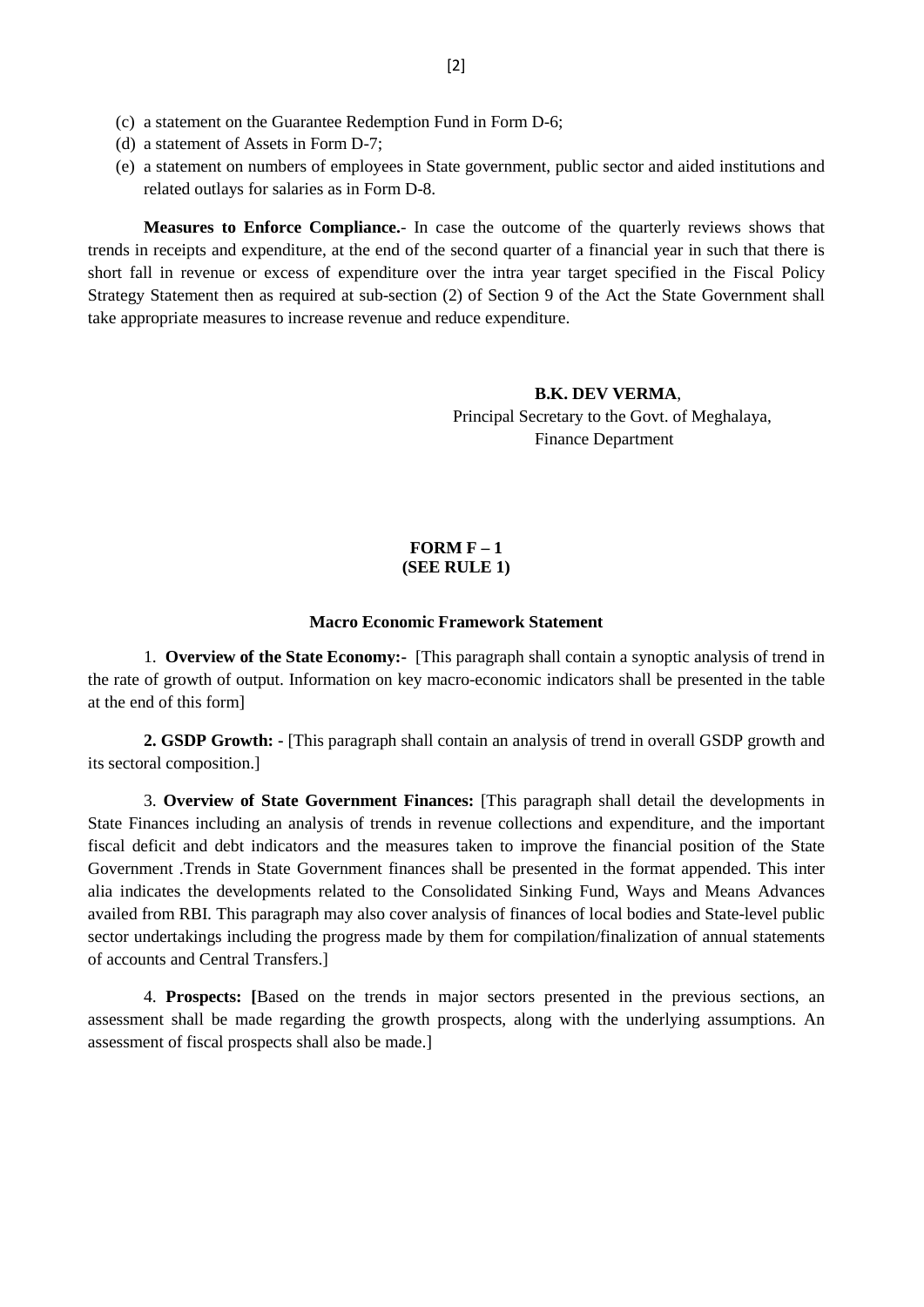(c) a statement on the Guarantee Redemption Fund in Form D-6;

(d) a statement of Assets in Form D-7;

(e) a statement on numbers of employees in State government, public sector and aided institutions and related outlays for salaries as in Form D-8.

**Measures to Enforce Compliance.**- In case the outcome of the quarterly reviews shows that trends in receipts and expenditure, at the end of the second quarter of a financial year in such that there is short fall in revenue or excess of expenditure over the intra year target specified in the Fiscal Policy Strategy Statement then as required at sub-section (2) of Section 9 of the Act the State Government shall take appropriate measures to increase revenue and reduce expenditure.

**B.K. DEV VERMA**,
Principal Secretary to the Govt. of Meghalaya,
Finance Department

**FORM F – 1**
**(SEE RULE 1)**

**Macro Economic Framework Statement**

1. **Overview of the State Economy:-** [This paragraph shall contain a synoptic analysis of trend in the rate of growth of output. Information on key macro-economic indicators shall be presented in the table at the end of this form]

**2. GSDP Growth: -** [This paragraph shall contain an analysis of trend in overall GSDP growth and its sectoral composition.]

3. **Overview of State Government Finances:** [This paragraph shall detail the developments in State Finances including an analysis of trends in revenue collections and expenditure, and the important fiscal deficit and debt indicators and the measures taken to improve the financial position of the State Government .Trends in State Government finances shall be presented in the format appended. This inter alia indicates the developments related to the Consolidated Sinking Fund, Ways and Means Advances availed from RBI. This paragraph may also cover analysis of finances of local bodies and State-level public sector undertakings including the progress made by them for compilation/finalization of annual statements of accounts and Central Transfers.]

4. **Prospects: [**Based on the trends in major sectors presented in the previous sections, an assessment shall be made regarding the growth prospects, along with the underlying assumptions. An assessment of fiscal prospects shall also be made.]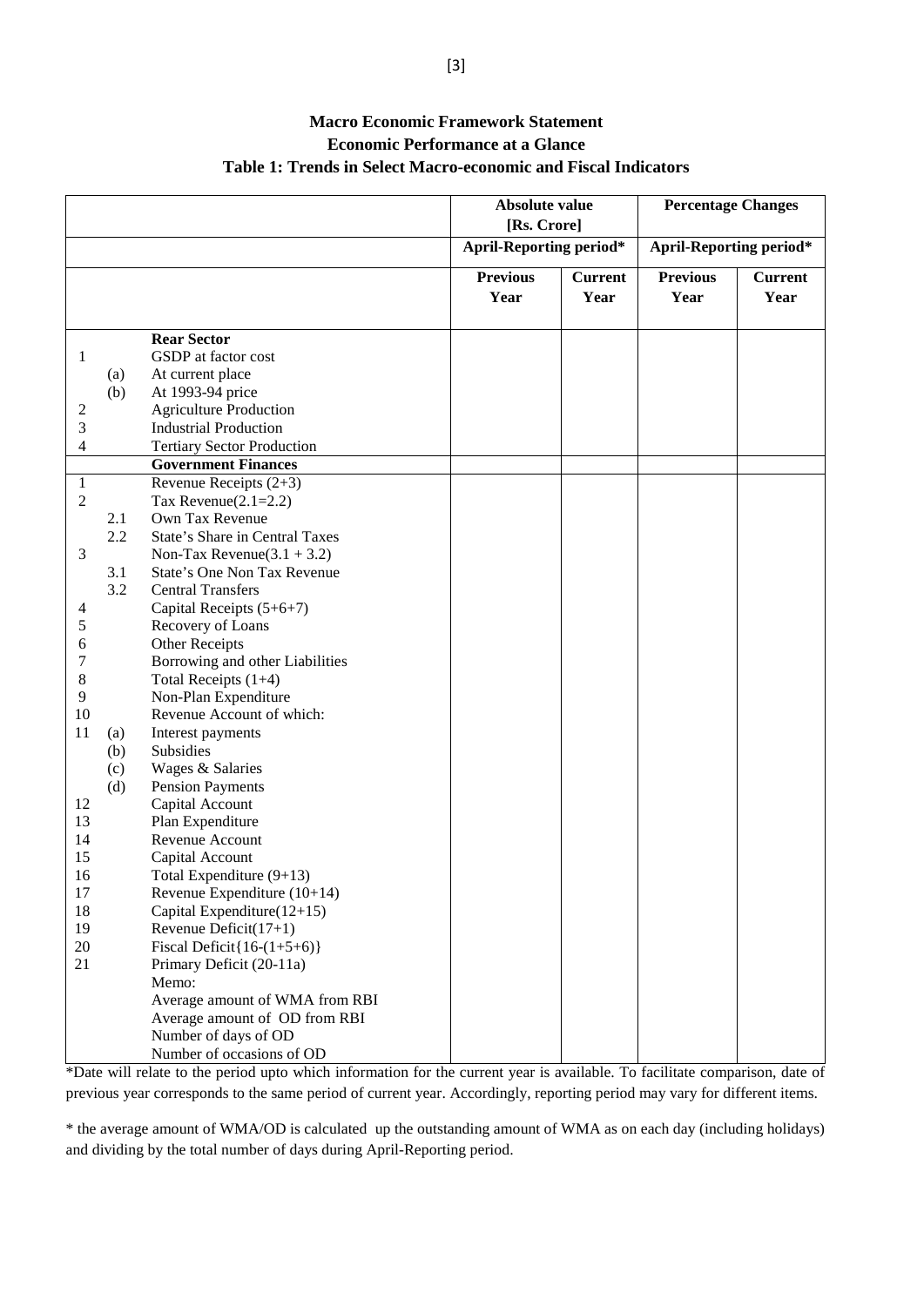# Macro Economic Framework Statement

## Economic Performance at a Glance

### Table 1: Trends in Select Macro-economic and Fiscal Indicators

| | | | Absolute value [Rs. Crore] | | Percentage Changes | |
|---|---|---|---|---|---|---|
| | | | April-Reporting period* | | April-Reporting period* | |
| | | | Previous Year | Current Year | Previous Year | Current Year |
| | | **Rear Sector** | | | | |
| 1 | | GSDP at factor cost | | | | |
| | (a) | At current place | | | | |
| | (b) | At 1993-94 price | | | | |
| 2 | | Agriculture Production | | | | |
| 3 | | Industrial Production | | | | |
| 4 | | Tertiary Sector Production | | | | |
| | | **Government Finances** | | | | |
| 1 | | Revenue Receipts (2+3) | | | | |
| 2 | | Tax Revenue(2.1=2.2) | | | | |
| | 2.1 | Own Tax Revenue | | | | |
| | 2.2 | State's Share in Central Taxes | | | | |
| 3 | | Non-Tax Revenue(3.1 + 3.2) | | | | |
| | 3.1 | State's One Non Tax Revenue | | | | |
| | 3.2 | Central Transfers | | | | |
| 4 | | Capital Receipts (5+6+7) | | | | |
| 5 | | Recovery of Loans | | | | |
| 6 | | Other Receipts | | | | |
| 7 | | Borrowing and other Liabilities | | | | |
| 8 | | Total Receipts (1+4) | | | | |
| 9 | | Non-Plan Expenditure | | | | |
| 10 | | Revenue Account of which: | | | | |
| 11 | (a) | Interest payments | | | | |
| | (b) | Subsidies | | | | |
| | (c) | Wages & Salaries | | | | |
| | (d) | Pension Payments | | | | |
| 12 | | Capital Account | | | | |
| 13 | | Plan Expenditure | | | | |
| 14 | | Revenue Account | | | | |
| 15 | | Capital Account | | | | |
| 16 | | Total Expenditure (9+13) | | | | |
| 17 | | Revenue Expenditure (10+14) | | | | |
| 18 | | Capital Expenditure(12+15) | | | | |
| 19 | | Revenue Deficit(17+1) | | | | |
| 20 | | Fiscal Deficit{16-(1+5+6)} | | | | |
| 21 | | Primary Deficit (20-11a) | | | | |
| | | Memo: | | | | |
| | | Average amount of WMA from RBI | | | | |
| | | Average amount of OD from RBI | | | | |
| | | Number of days of OD | | | | |
| | | Number of occasions of OD | | | | |

*Date will relate to the period upto which information for the current year is available. To facilitate comparison, date of previous year corresponds to the same period of current year. Accordingly, reporting period may vary for different items.

* the average amount of WMA/OD is calculated up the outstanding amount of WMA as on each day (including holidays) and dividing by the total number of days during April-Reporting period.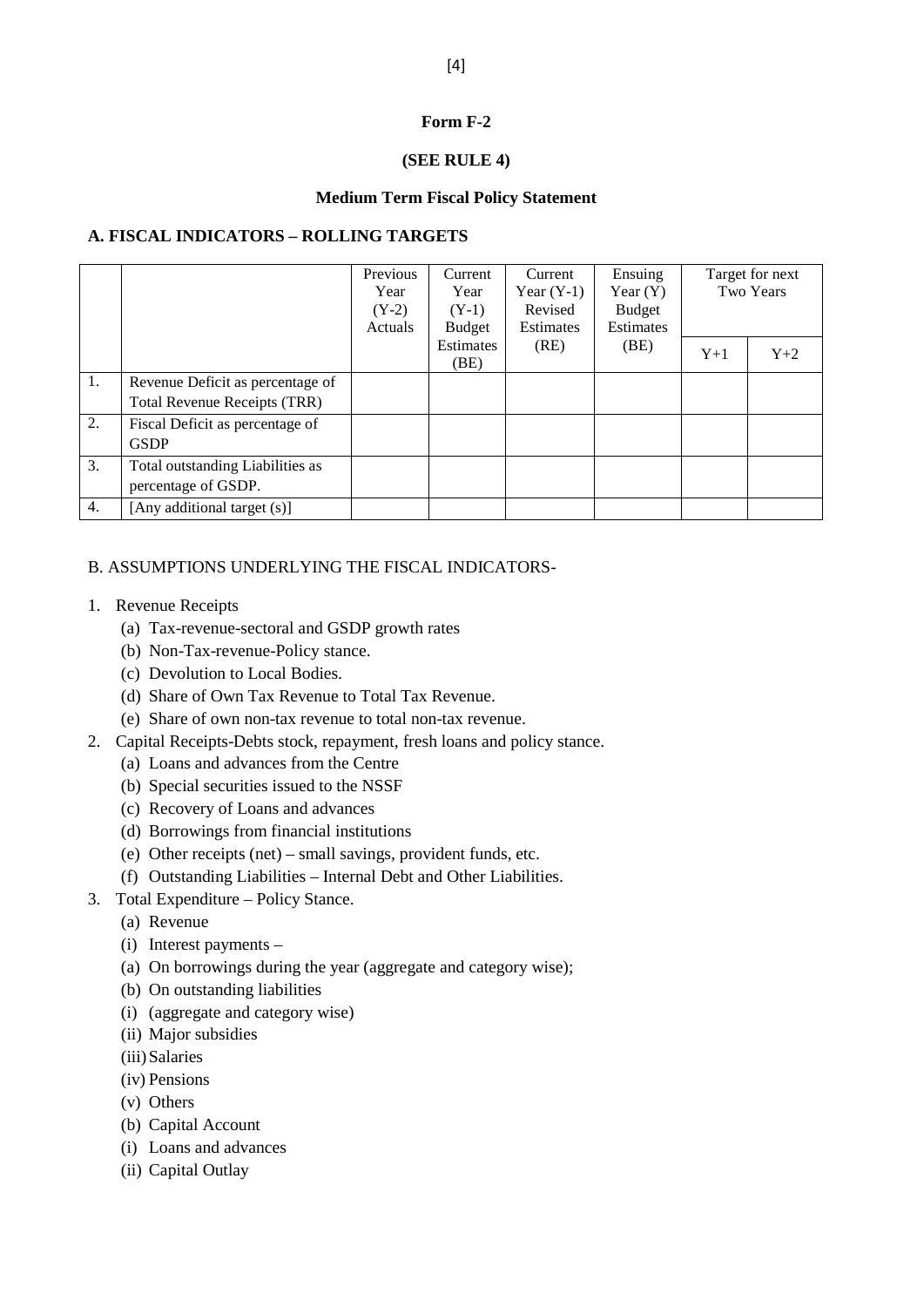**Form F-2**

**(SEE RULE 4)**

**Medium Term Fiscal Policy Statement**

**A. FISCAL INDICATORS – ROLLING TARGETS**

| | | Previous Year (Y-2) Actuals | Current Year (Y-1) Budget Estimates (BE) | Current Year (Y-1) Revised Estimates (RE) | Ensuing Year (Y) Budget Estimates (BE) | Target for next Two Years | |
|---|---|---|---|---|---|---|---|
| | | | | | | Y+1 | Y+2 |
| 1. | Revenue Deficit as percentage of Total Revenue Receipts (TRR) | | | | | | |
| 2. | Fiscal Deficit as percentage of GSDP | | | | | | |
| 3. | Total outstanding Liabilities as percentage of GSDP. | | | | | | |
| 4. | [Any additional target (s)] | | | | | | |

B. ASSUMPTIONS UNDERLYING THE FISCAL INDICATORS-

1. Revenue Receipts
   - (a) Tax-revenue-sectoral and GSDP growth rates
   - (b) Non-Tax-revenue-Policy stance.
   - (c) Devolution to Local Bodies.
   - (d) Share of Own Tax Revenue to Total Tax Revenue.
   - (e) Share of own non-tax revenue to total non-tax revenue.
2. Capital Receipts-Debts stock, repayment, fresh loans and policy stance.
   - (a) Loans and advances from the Centre
   - (b) Special securities issued to the NSSF
   - (c) Recovery of Loans and advances
   - (d) Borrowings from financial institutions
   - (e) Other receipts (net) – small savings, provident funds, etc.
   - (f) Outstanding Liabilities – Internal Debt and Other Liabilities.
3. Total Expenditure – Policy Stance.
   - (a) Revenue
   - (i) Interest payments –
   - (a) On borrowings during the year (aggregate and category wise);
   - (b) On outstanding liabilities
   - (i) (aggregate and category wise)
   - (ii) Major subsidies
   - (iii) Salaries
   - (iv) Pensions
   - (v) Others
   - (b) Capital Account
   - (i) Loans and advances
   - (ii) Capital Outlay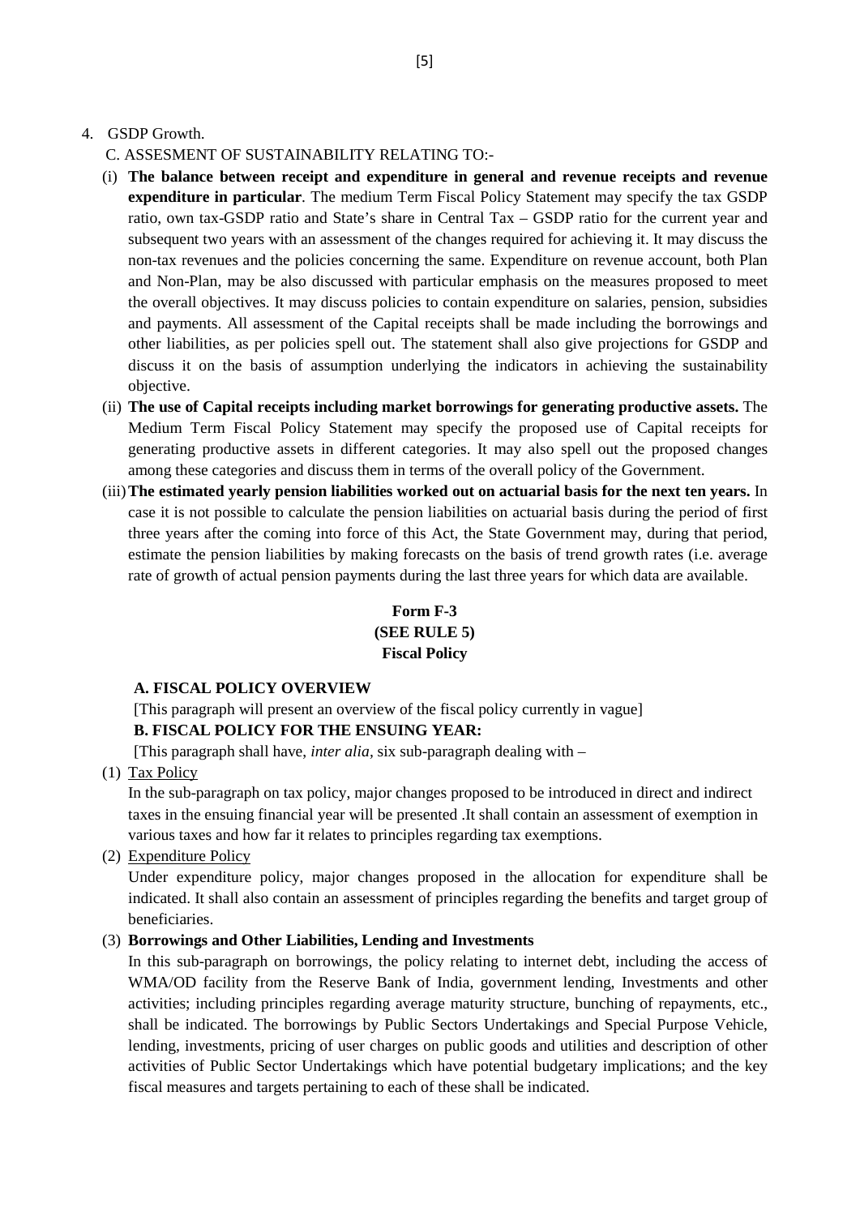4. GSDP Growth.

C. ASSESMENT OF SUSTAINABILITY RELATING TO:-

(i) **The balance between receipt and expenditure in general and revenue receipts and revenue expenditure in particular**. The medium Term Fiscal Policy Statement may specify the tax GSDP ratio, own tax-GSDP ratio and State's share in Central Tax – GSDP ratio for the current year and subsequent two years with an assessment of the changes required for achieving it. It may discuss the non-tax revenues and the policies concerning the same. Expenditure on revenue account, both Plan and Non-Plan, may be also discussed with particular emphasis on the measures proposed to meet the overall objectives. It may discuss policies to contain expenditure on salaries, pension, subsidies and payments. All assessment of the Capital receipts shall be made including the borrowings and other liabilities, as per policies spell out. The statement shall also give projections for GSDP and discuss it on the basis of assumption underlying the indicators in achieving the sustainability objective.

(ii) **The use of Capital receipts including market borrowings for generating productive assets.** The Medium Term Fiscal Policy Statement may specify the proposed use of Capital receipts for generating productive assets in different categories. It may also spell out the proposed changes among these categories and discuss them in terms of the overall policy of the Government.

(iii) **The estimated yearly pension liabilities worked out on actuarial basis for the next ten years.** In case it is not possible to calculate the pension liabilities on actuarial basis during the period of first three years after the coming into force of this Act, the State Government may, during that period, estimate the pension liabilities by making forecasts on the basis of trend growth rates (i.e. average rate of growth of actual pension payments during the last three years for which data are available.

**Form F-3**
**(SEE RULE 5)**
**Fiscal Policy**

**A. FISCAL POLICY OVERVIEW**

[This paragraph will present an overview of the fiscal policy currently in vague]

**B. FISCAL POLICY FOR THE ENSUING YEAR:**

[This paragraph shall have, *inter alia*, six sub-paragraph dealing with –

(1) Tax Policy

In the sub-paragraph on tax policy, major changes proposed to be introduced in direct and indirect taxes in the ensuing financial year will be presented .It shall contain an assessment of exemption in various taxes and how far it relates to principles regarding tax exemptions.

(2) Expenditure Policy

Under expenditure policy, major changes proposed in the allocation for expenditure shall be indicated. It shall also contain an assessment of principles regarding the benefits and target group of beneficiaries.

(3) **Borrowings and Other Liabilities, Lending and Investments**

In this sub-paragraph on borrowings, the policy relating to internet debt, including the access of WMA/OD facility from the Reserve Bank of India, government lending, Investments and other activities; including principles regarding average maturity structure, bunching of repayments, etc., shall be indicated. The borrowings by Public Sectors Undertakings and Special Purpose Vehicle, lending, investments, pricing of user charges on public goods and utilities and description of other activities of Public Sector Undertakings which have potential budgetary implications; and the key fiscal measures and targets pertaining to each of these shall be indicated.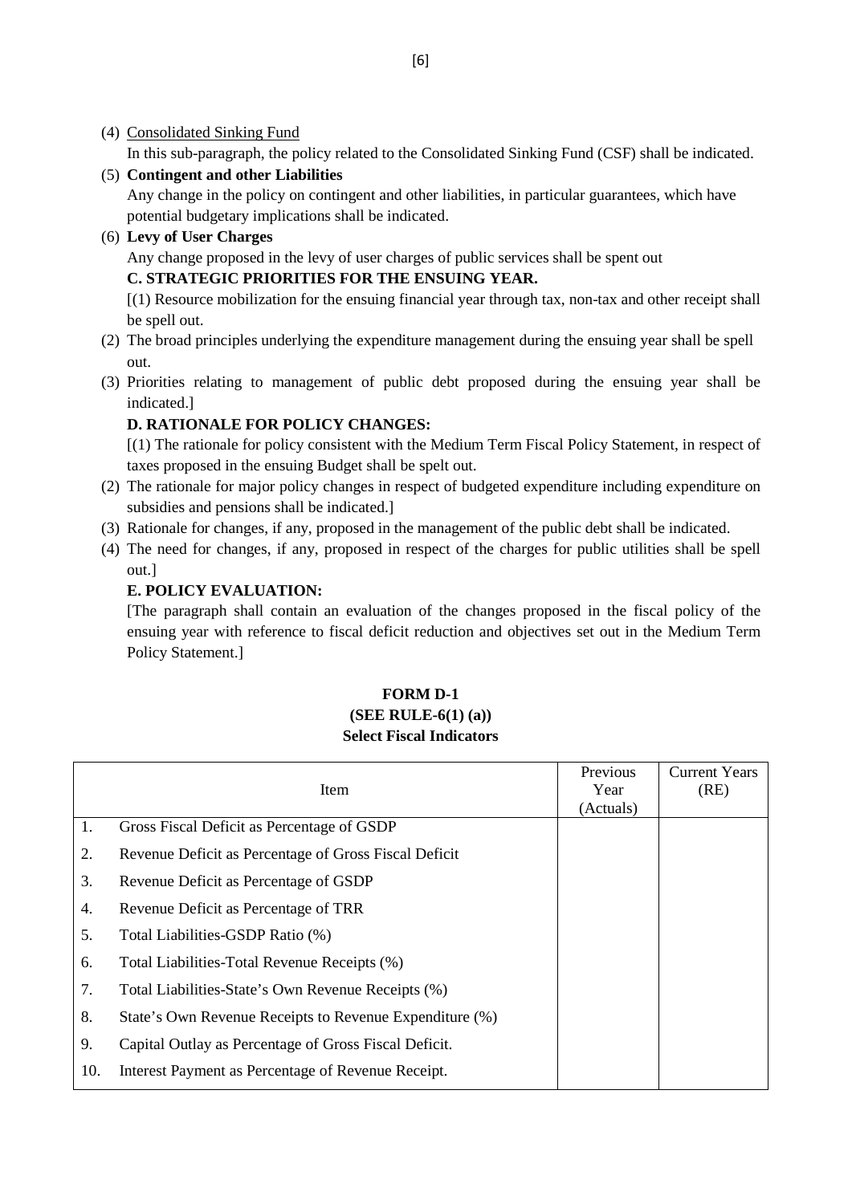(4) Consolidated Sinking Fund

In this sub-paragraph, the policy related to the Consolidated Sinking Fund (CSF) shall be indicated.

(5) **Contingent and other Liabilities**

Any change in the policy on contingent and other liabilities, in particular guarantees, which have potential budgetary implications shall be indicated.

(6) **Levy of User Charges**

Any change proposed in the levy of user charges of public services shall be spent out

**C. STRATEGIC PRIORITIES FOR THE ENSUING YEAR.**

[(1) Resource mobilization for the ensuing financial year through tax, non-tax and other receipt shall be spell out.

(2) The broad principles underlying the expenditure management during the ensuing year shall be spell out.

(3) Priorities relating to management of public debt proposed during the ensuing year shall be indicated.]

**D. RATIONALE FOR POLICY CHANGES:**

[(1) The rationale for policy consistent with the Medium Term Fiscal Policy Statement, in respect of taxes proposed in the ensuing Budget shall be spelt out.

(2) The rationale for major policy changes in respect of budgeted expenditure including expenditure on subsidies and pensions shall be indicated.]

(3) Rationale for changes, if any, proposed in the management of the public debt shall be indicated.

(4) The need for changes, if any, proposed in respect of the charges for public utilities shall be spell out.]

**E. POLICY EVALUATION:**

[The paragraph shall contain an evaluation of the changes proposed in the fiscal policy of the ensuing year with reference to fiscal deficit reduction and objectives set out in the Medium Term Policy Statement.]

**FORM D-1**
**(SEE RULE-6(1) (a))**
**Select Fiscal Indicators**

| | Item | Previous Year (Actuals) | Current Years (RE) |
|---|---|---|---|
| 1. | Gross Fiscal Deficit as Percentage of GSDP | | |
| 2. | Revenue Deficit as Percentage of Gross Fiscal Deficit | | |
| 3. | Revenue Deficit as Percentage of GSDP | | |
| 4. | Revenue Deficit as Percentage of TRR | | |
| 5. | Total Liabilities-GSDP Ratio (%) | | |
| 6. | Total Liabilities-Total Revenue Receipts (%) | | |
| 7. | Total Liabilities-State's Own Revenue Receipts (%) | | |
| 8. | State's Own Revenue Receipts to Revenue Expenditure (%) | | |
| 9. | Capital Outlay as Percentage of Gross Fiscal Deficit. | | |
| 10. | Interest Payment as Percentage of Revenue Receipt. | | |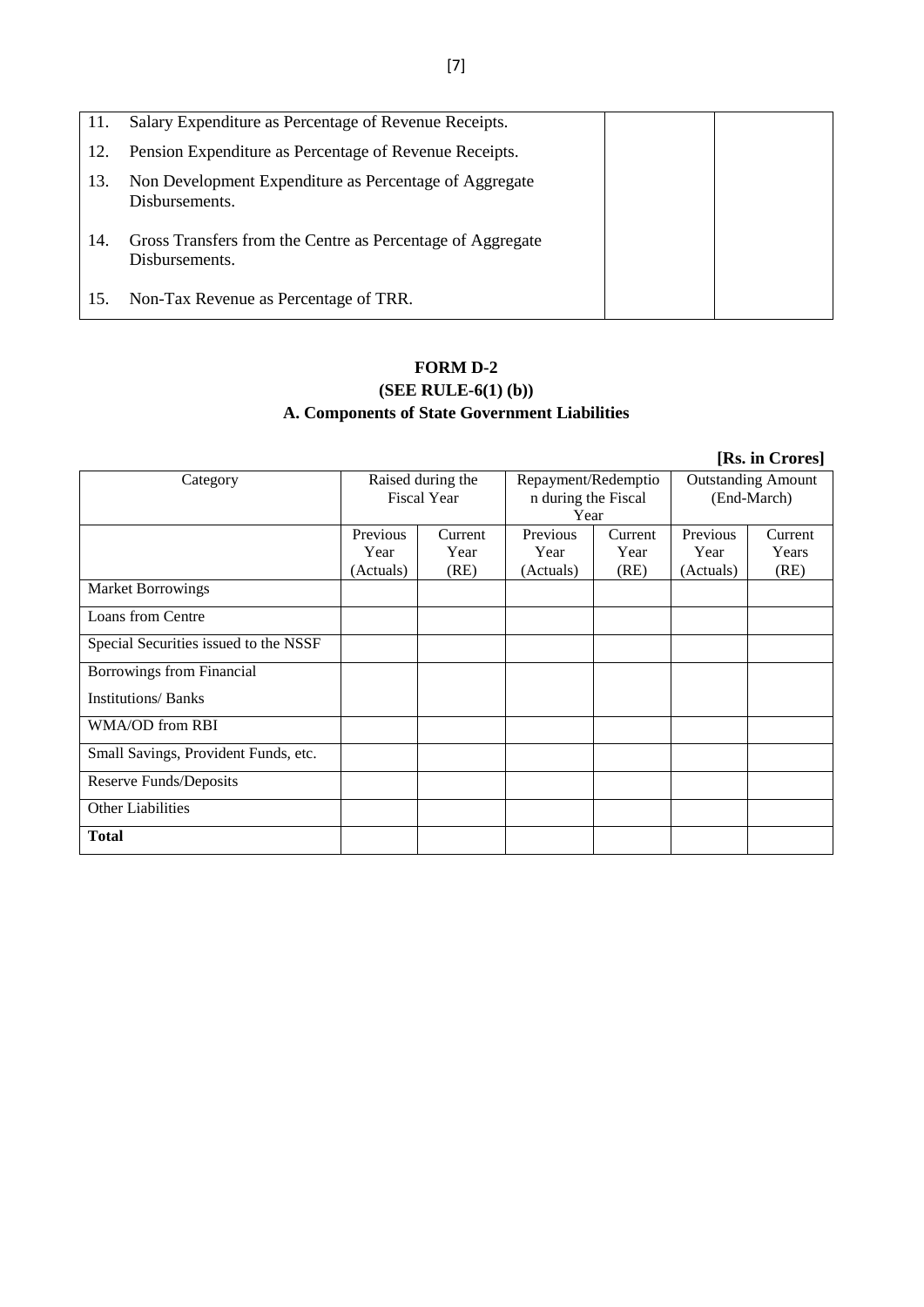| | | | |
|---|---|---|---|
| 11. | Salary Expenditure as Percentage of Revenue Receipts. | | |
| 12. | Pension Expenditure as Percentage of Revenue Receipts. | | |
| 13. | Non Development Expenditure as Percentage of Aggregate Disbursements. | | |
| 14. | Gross Transfers from the Centre as Percentage of Aggregate Disbursements. | | |
| 15. | Non-Tax Revenue as Percentage of TRR. | | |

**FORM D-2**

**(SEE RULE-6(1) (b))**

**A. Components of State Government Liabilities**

**[Rs. in Crores]**

| Category | Raised during the Fiscal Year | | Repayment/Redemption during the Fiscal Year | | Outstanding Amount (End-March) | |
|---|---|---|---|---|---|---|
| | Previous Year (Actuals) | Current Year (RE) | Previous Year (Actuals) | Current Year (RE) | Previous Year (Actuals) | Current Years (RE) |
| Market Borrowings | | | | | | |
| Loans from Centre | | | | | | |
| Special Securities issued to the NSSF | | | | | | |
| Borrowings from Financial Institutions/ Banks | | | | | | |
| WMA/OD from RBI | | | | | | |
| Small Savings, Provident Funds, etc. | | | | | | |
| Reserve Funds/Deposits | | | | | | |
| Other Liabilities | | | | | | |
| **Total** | | | | | | |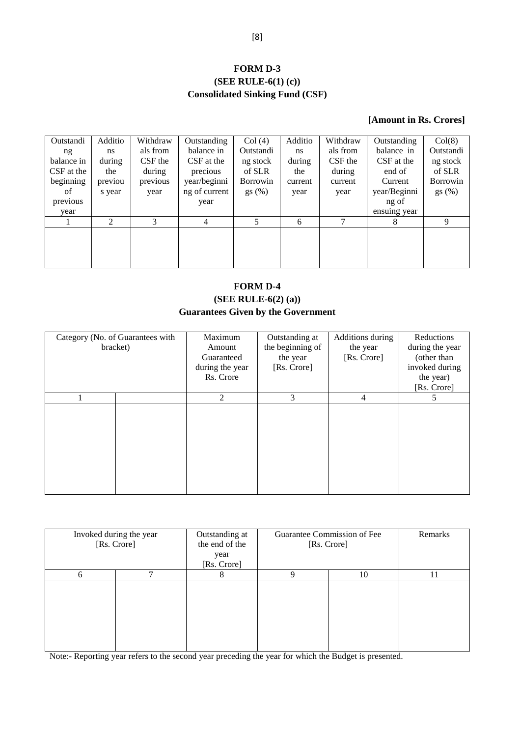## FORM D-3
### (SEE RULE-6(1) (c))
### Consolidated Sinking Fund (CSF)

**[Amount in Rs. Crores]**

| Outstanding balance in CSF at the beginning of previous year | Additions during the previous year | Withdrawals from CSF the during previous year | Outstanding balance in CSF at the precious year/beginning of current year | Col (4) Outstanding stock of SLR Borrowings (%) | Additions during the current year | Withdrawals from CSF the during current year | Outstanding balance in CSF at the end of Current year/Beginning of ensuing year | Col(8) Outstanding stock of SLR Borrowings (%) |
|---|---|---|---|---|---|---|---|---|
| 1 | 2 | 3 | 4 | 5 | 6 | 7 | 8 | 9 |
| | | | | | | | | |

## FORM D-4
### (SEE RULE-6(2) (a))
### Guarantees Given by the Government

| Category (No. of Guarantees with bracket) | | Maximum Amount Guaranteed during the year Rs. Crore | Outstanding at the beginning of the year [Rs. Crore] | Additions during the year [Rs. Crore] | Reductions during the year (other than invoked during the year) [Rs. Crore] |
|---|---|---|---|---|---|
| 1 | | 2 | 3 | 4 | 5 |
| | | | | | |

| Invoked during the year [Rs. Crore] | | Outstanding at the end of the year [Rs. Crore] | Guarantee Commission of Fee [Rs. Crore] | | Remarks |
|---|---|---|---|---|---|
| 6 | 7 | 8 | 9 | 10 | 11 |
| | | | | | |

Note:- Reporting year refers to the second year preceding the year for which the Budget is presented.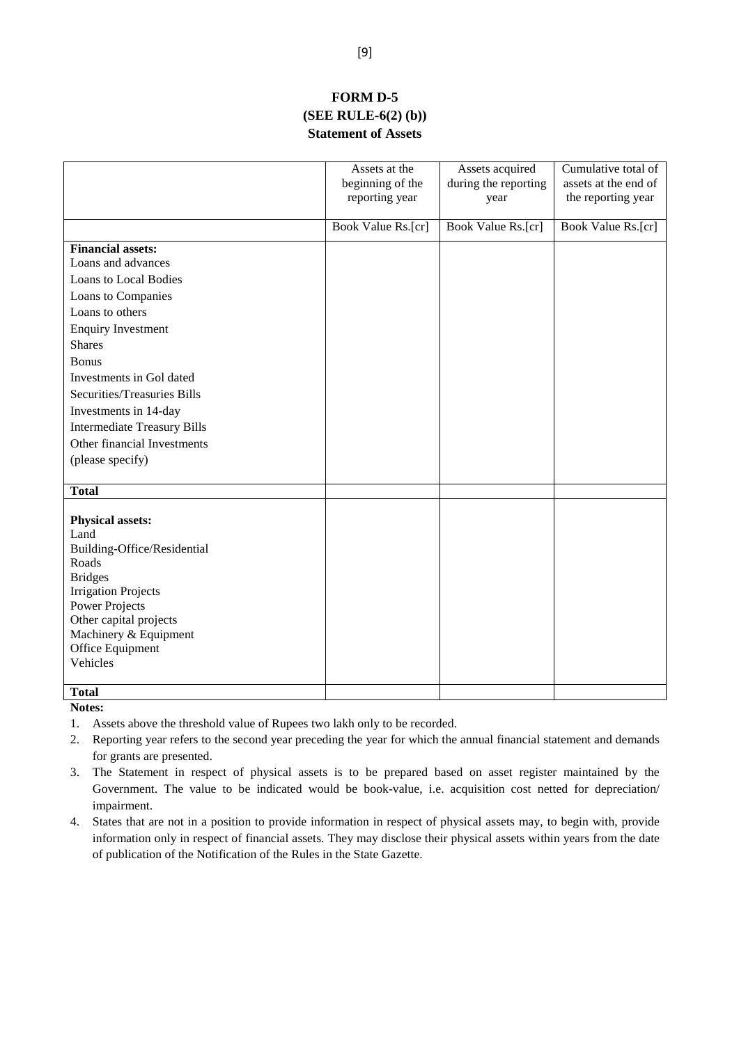# FORM D-5
## (SEE RULE-6(2) (b))
## Statement of Assets

| | Assets at the beginning of the reporting year | Assets acquired during the reporting year | Cumulative total of assets at the end of the reporting year |
|---|---|---|---|
| | Book Value Rs.[cr] | Book Value Rs.[cr] | Book Value Rs.[cr] |
| **Financial assets:** | | | |
| Loans and advances | | | |
| Loans to Local Bodies | | | |
| Loans to Companies | | | |
| Loans to others | | | |
| Enquiry Investment | | | |
| Shares | | | |
| Bonus | | | |
| Investments in GoI dated | | | |
| Securities/Treasuries Bills | | | |
| Investments in 14-day | | | |
| Intermediate Treasury Bills | | | |
| Other financial Investments | | | |
| (please specify) | | | |
| **Total** | | | |
| **Physical assets:** | | | |
| Land | | | |
| Building-Office/Residential | | | |
| Roads | | | |
| Bridges | | | |
| Irrigation Projects | | | |
| Power Projects | | | |
| Other capital projects | | | |
| Machinery & Equipment | | | |
| Office Equipment | | | |
| Vehicles | | | |
| **Total** | | | |

**Notes:**

1. Assets above the threshold value of Rupees two lakh only to be recorded.
2. Reporting year refers to the second year preceding the year for which the annual financial statement and demands for grants are presented.
3. The Statement in respect of physical assets is to be prepared based on asset register maintained by the Government. The value to be indicated would be book-value, i.e. acquisition cost netted for depreciation/ impairment.
4. States that are not in a position to provide information in respect of physical assets may, to begin with, provide information only in respect of financial assets. They may disclose their physical assets within years from the date of publication of the Notification of the Rules in the State Gazette.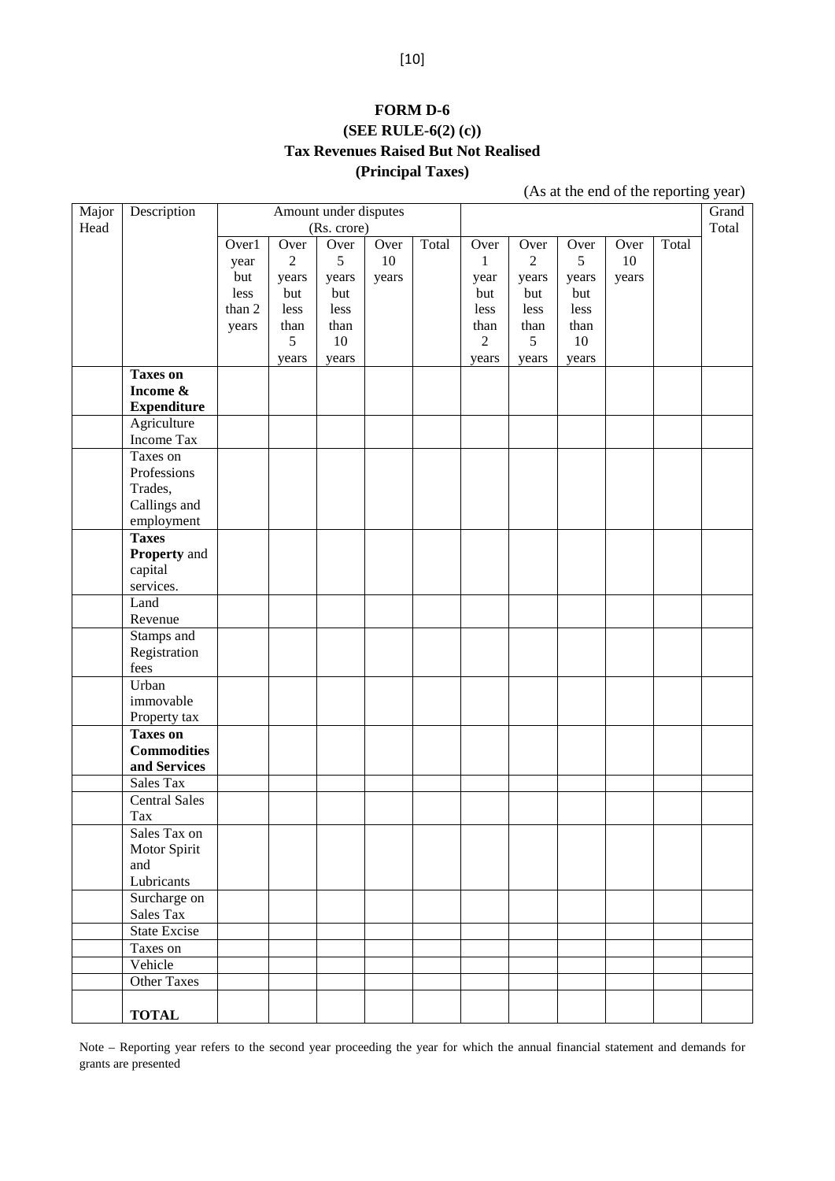**FORM D-6**

**(SEE RULE-6(2) (c))**

**Tax Revenues Raised But Not Realised**

**(Principal Taxes)**

(As at the end of the reporting year)

| Major Head | Description | Amount under disputes (Rs. crore) | | | | | | | | | | Grand Total |
|---|---|---|---|---|---|---|---|---|---|---|---|---|
| | | Over1 year but less than 2 years | Over 2 years but less than 5 years | Over 5 years but less than 10 years | Over 10 years | Total | Over 1 year but less than 2 years | Over 2 years but less than 5 years | Over 5 years but less than 10 years | Over 10 years | Total | |
| | **Taxes on Income & Expenditure** | | | | | | | | | | | |
| | Agriculture Income Tax | | | | | | | | | | | |
| | Taxes on Professions Trades, Callings and employment | | | | | | | | | | | |
| | **Taxes Property** and capital services. | | | | | | | | | | | |
| | Land Revenue | | | | | | | | | | | |
| | Stamps and Registration fees | | | | | | | | | | | |
| | Urban immovable Property tax | | | | | | | | | | | |
| | **Taxes on Commodities and Services** | | | | | | | | | | | |
| | Sales Tax | | | | | | | | | | | |
| | Central Sales Tax | | | | | | | | | | | |
| | Sales Tax on Motor Spirit and Lubricants | | | | | | | | | | | |
| | Surcharge on Sales Tax | | | | | | | | | | | |
| | State Excise | | | | | | | | | | | |
| | Taxes on | | | | | | | | | | | |
| | Vehicle | | | | | | | | | | | |
| | Other Taxes | | | | | | | | | | | |
| | **TOTAL** | | | | | | | | | | | |

Note – Reporting year refers to the second year proceeding the year for which the annual financial statement and demands for grants are presented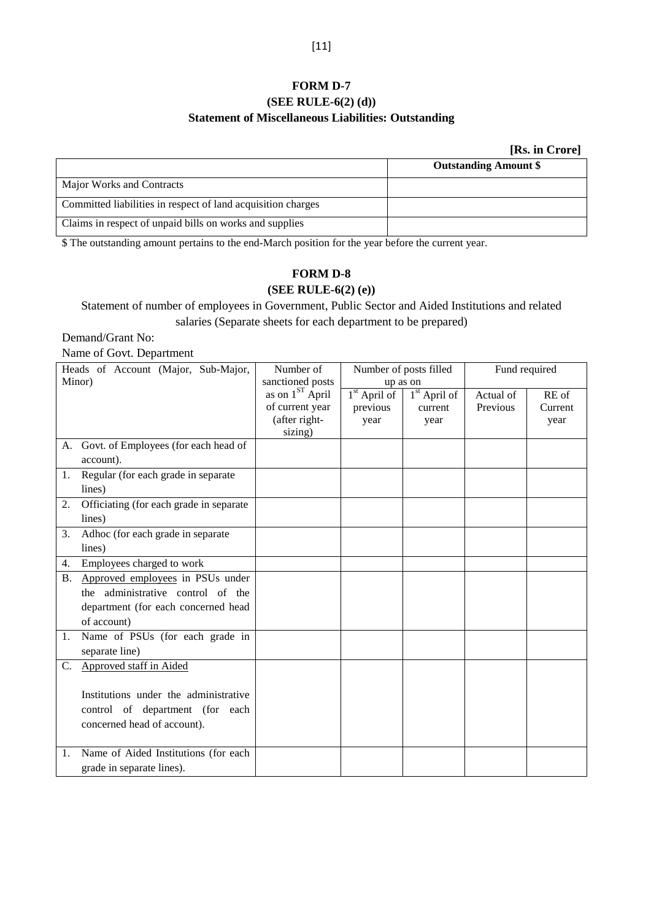## FORM D-7
### (SEE RULE-6(2) (d))
### Statement of Miscellaneous Liabilities: Outstanding

**[Rs. in Crore]**

| | **Outstanding Amount $** |
|---|---|
| Major Works and Contracts | |
| Committed liabilities in respect of land acquisition charges | |
| Claims in respect of unpaid bills on works and supplies | |

$ The outstanding amount pertains to the end-March position for the year before the current year.

## FORM D-8
### (SEE RULE-6(2) (e))

Statement of number of employees in Government, Public Sector and Aided Institutions and related salaries (Separate sheets for each department to be prepared)

Demand/Grant No:

Name of Govt. Department

| Heads of Account (Major, Sub-Major, Minor) | Number of sanctioned posts as on 1[ST] April of current year (after right-sizing) | Number of posts filled up as on | | Fund required | |
|---|---|---|---|---|---|
| | | 1[st] April of previous year | 1[st] April of current year | Actual of Previous | RE of Current year |
| A. Govt. of Employees (for each head of account). | | | | | |
| 1. Regular (for each grade in separate lines) | | | | | |
| 2. Officiating (for each grade in separate lines) | | | | | |
| 3. Adhoc (for each grade in separate lines) | | | | | |
| 4. Employees charged to work | | | | | |
| B. Approved employees in PSUs under the administrative control of the department (for each concerned head of account) | | | | | |
| 1. Name of PSUs (for each grade in separate line) | | | | | |
| C. Approved staff in Aided Institutions under the administrative control of department (for each concerned head of account). | | | | | |
| 1. Name of Aided Institutions (for each grade in separate lines). | | | | | |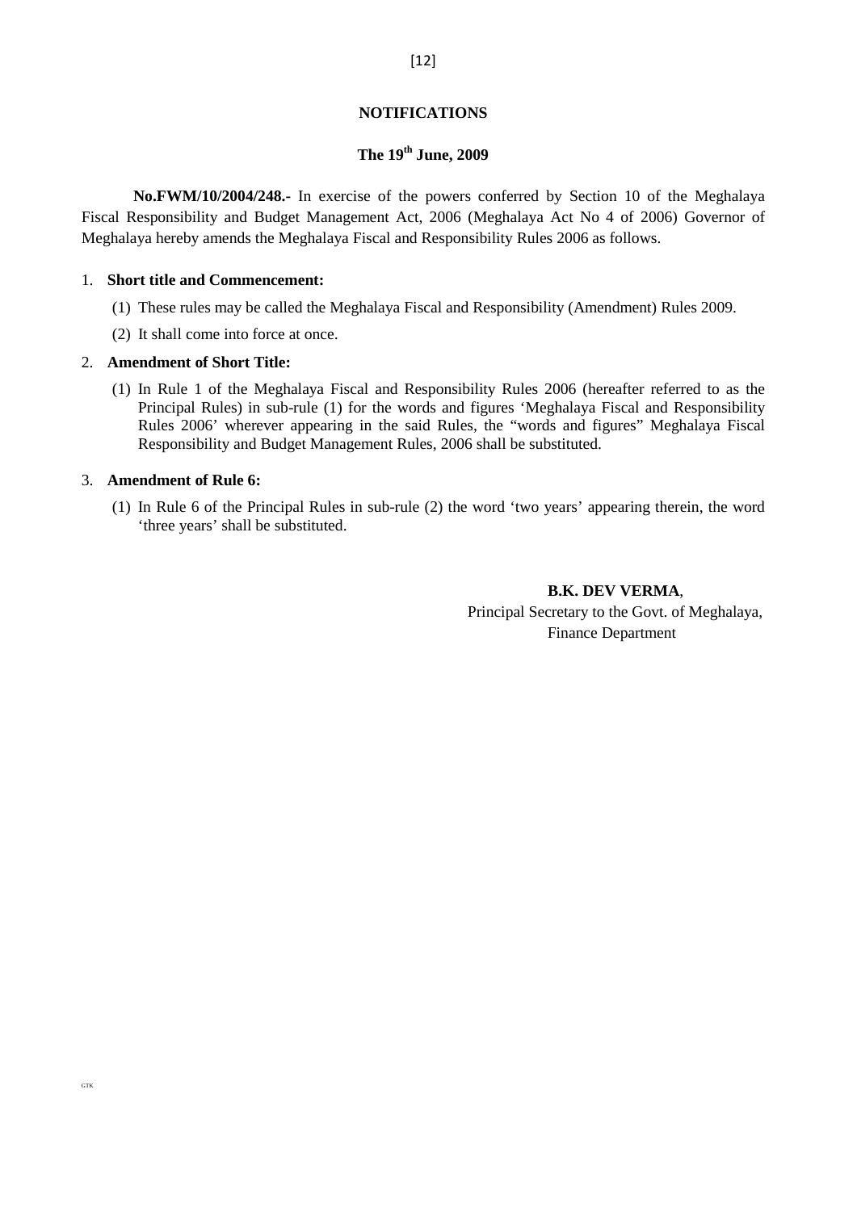## NOTIFICATIONS

### The 19th June, 2009

**No.FWM/10/2004/248.-** In exercise of the powers conferred by Section 10 of the Meghalaya Fiscal Responsibility and Budget Management Act, 2006 (Meghalaya Act No 4 of 2006) Governor of Meghalaya hereby amends the Meghalaya Fiscal and Responsibility Rules 2006 as follows.

1. **Short title and Commencement:**

   (1) These rules may be called the Meghalaya Fiscal and Responsibility (Amendment) Rules 2009.

   (2) It shall come into force at once.

2. **Amendment of Short Title:**

   (1) In Rule 1 of the Meghalaya Fiscal and Responsibility Rules 2006 (hereafter referred to as the Principal Rules) in sub-rule (1) for the words and figures 'Meghalaya Fiscal and Responsibility Rules 2006' wherever appearing in the said Rules, the "words and figures" Meghalaya Fiscal Responsibility and Budget Management Rules, 2006 shall be substituted.

3. **Amendment of Rule 6:**

   (1) In Rule 6 of the Principal Rules in sub-rule (2) the word 'two years' appearing therein, the word 'three years' shall be substituted.

**B.K. DEV VERMA**,
Principal Secretary to the Govt. of Meghalaya,
Finance Department

GTK